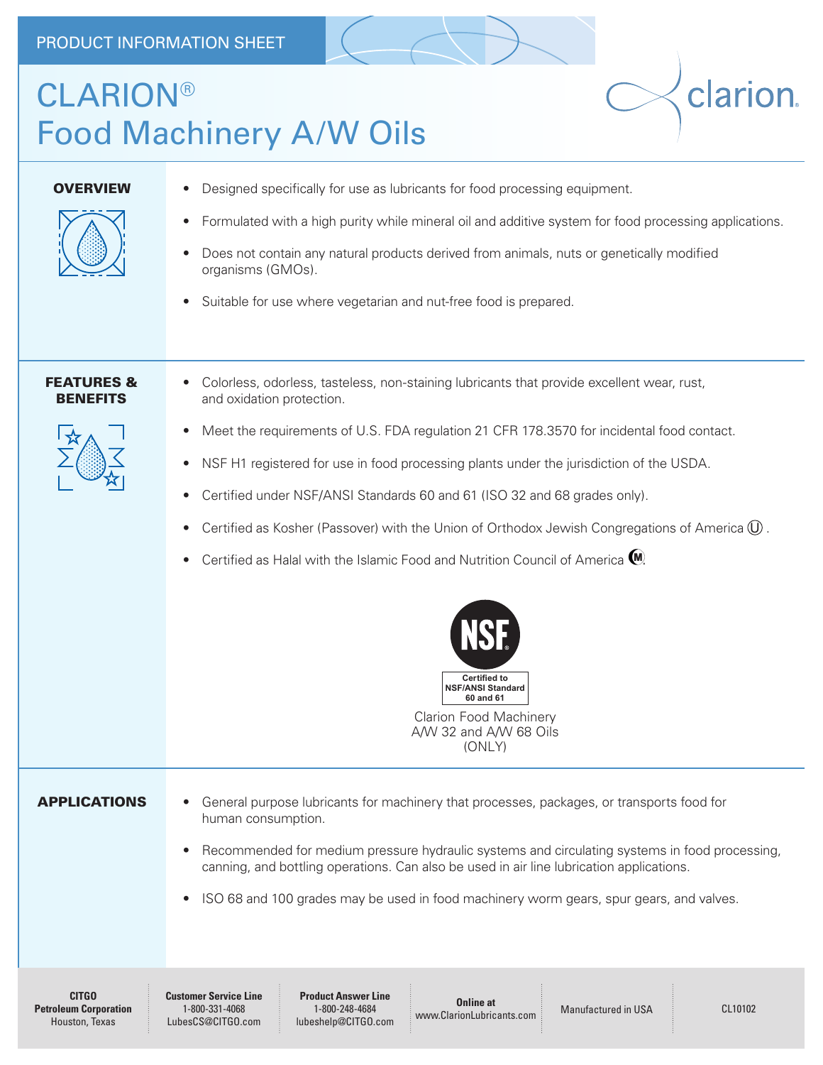PRODUCT INFORMATION SHEET

# CLARION® Food Machinery A/W Oils

## OVERVIEW

- Designed specifically for use as lubricants for food processing equipment.
- Formulated with a high purity while mineral oil and additive system for food processing applications.
- Does not contain any natural products derived from animals, nuts or genetically modified organisms (GMOs).
- Suitable for use where vegetarian and nut-free food is prepared.

## FEATURES & BENEFITS

- Colorless, odorless, tasteless, non-staining lubricants that provide excellent wear, rust, and oxidation protection.
- Meet the requirements of U.S. FDA regulation 21 CFR 178.3570 for incidental food contact.
- NSF H1 registered for use in food processing plants under the jurisdiction of the USDA.
- Certified under NSF/ANSI Standards 60 and 61 (ISO 32 and 68 grades only).
- Certified as Kosher (Passover) with the Union of Orthodox Jewish Congregations of America Ⓤ.
- Certified as Halal with the Islamic Food and Nutrition Council of America Ⓜ.

NSF
Certified to NSF/ANSI Standard 60 and 61

Clarion Food Machinery A/W 32 and A/W 68 Oils (ONLY)

## APPLICATIONS

- General purpose lubricants for machinery that processes, packages, or transports food for human consumption.
- Recommended for medium pressure hydraulic systems and circulating systems in food processing, canning, and bottling operations. Can also be used in air line lubrication applications.
- ISO 68 and 100 grades may be used in food machinery worm gears, spur gears, and valves.

**CITGO Petroleum Corporation**
Houston, Texas

**Customer Service Line**
1-800-331-4068
LubesCS@CITGO.com

**Product Answer Line**
1-800-248-4684
lubeshelp@CITGO.com

**Online at**
www.ClarionLubricants.com

Manufactured in USA

CL10102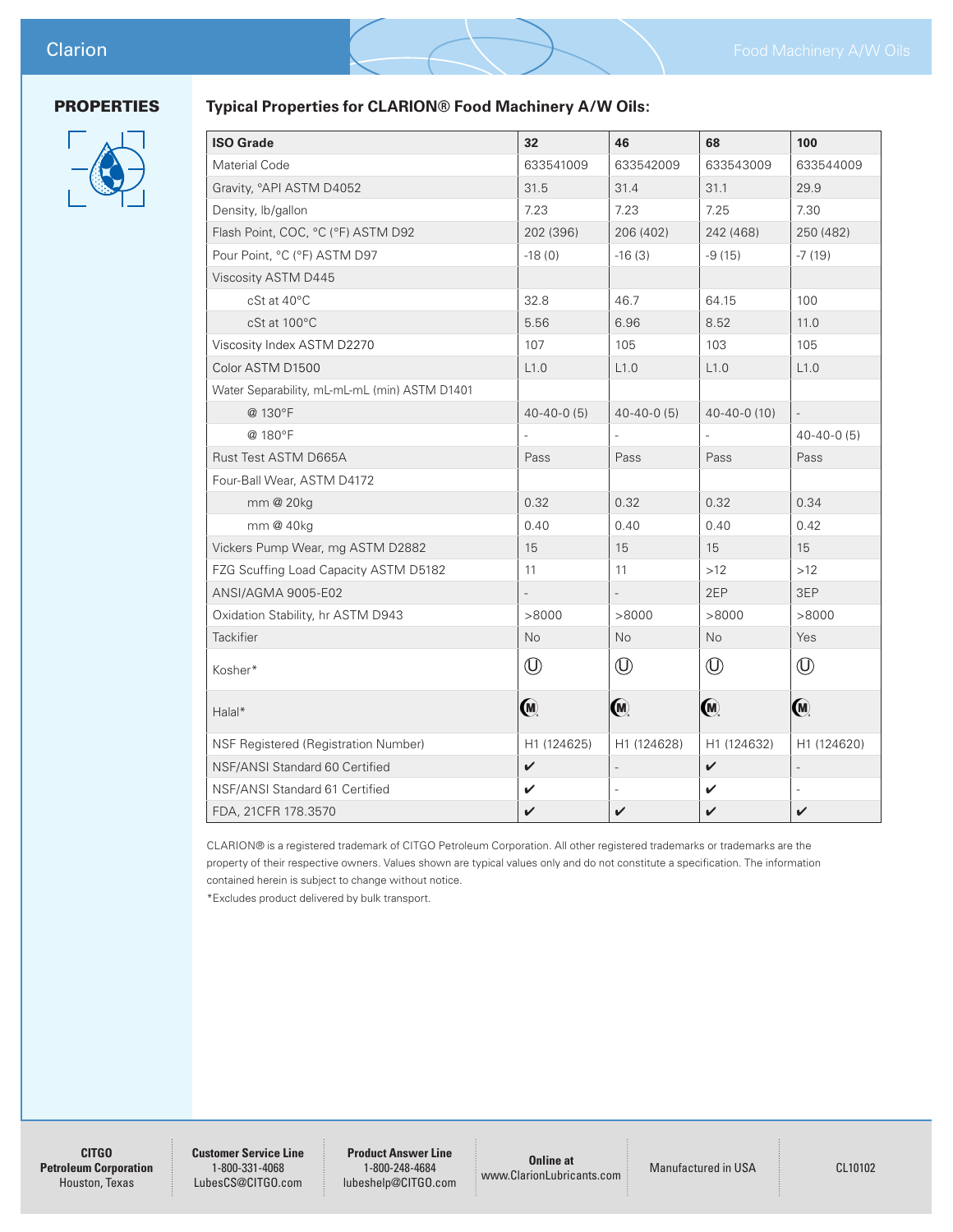## PROPERTIES

### Typical Properties for CLARION® Food Machinery A/W Oils:

| ISO Grade | 32 | 46 | 68 | 100 |
|---|---|---|---|---|
| Material Code | 633541009 | 633542009 | 633543009 | 633544009 |
| Gravity, °API ASTM D4052 | 31.5 | 31.4 | 31.1 | 29.9 |
| Density, lb/gallon | 7.23 | 7.23 | 7.25 | 7.30 |
| Flash Point, COC, °C (°F) ASTM D92 | 202 (396) | 206 (402) | 242 (468) | 250 (482) |
| Pour Point, °C (°F) ASTM D97 | -18 (0) | -16 (3) | -9 (15) | -7 (19) |
| Viscosity ASTM D445 | | | | |
| cSt at 40°C | 32.8 | 46.7 | 64.15 | 100 |
| cSt at 100°C | 5.56 | 6.96 | 8.52 | 11.0 |
| Viscosity Index ASTM D2270 | 107 | 105 | 103 | 105 |
| Color ASTM D1500 | L1.0 | L1.0 | L1.0 | L1.0 |
| Water Separability, mL-mL-mL (min) ASTM D1401 | | | | |
| @ 130°F | 40-40-0 (5) | 40-40-0 (5) | 40-40-0 (10) | - |
| @ 180°F | - | - | - | 40-40-0 (5) |
| Rust Test ASTM D665A | Pass | Pass | Pass | Pass |
| Four-Ball Wear, ASTM D4172 | | | | |
| mm @ 20kg | 0.32 | 0.32 | 0.32 | 0.34 |
| mm @ 40kg | 0.40 | 0.40 | 0.40 | 0.42 |
| Vickers Pump Wear, mg ASTM D2882 | 15 | 15 | 15 | 15 |
| FZG Scuffing Load Capacity ASTM D5182 | 11 | 11 | >12 | >12 |
| ANSI/AGMA 9005-E02 | - | - | 2EP | 3EP |
| Oxidation Stability, hr ASTM D943 | >8000 | >8000 | >8000 | >8000 |
| Tackifier | No | No | No | Yes |
| Kosher* | Ⓤ | Ⓤ | Ⓤ | Ⓤ |
| Halal* | Ⓜ | Ⓜ | Ⓜ | Ⓜ |
| NSF Registered (Registration Number) | H1 (124625) | H1 (124628) | H1 (124632) | H1 (124620) |
| NSF/ANSI Standard 60 Certified | ✔ | - | ✔ | - |
| NSF/ANSI Standard 61 Certified | ✔ | - | ✔ | - |
| FDA, 21CFR 178.3570 | ✔ | ✔ | ✔ | ✔ |

CLARION® is a registered trademark of CITGO Petroleum Corporation. All other registered trademarks or trademarks are the property of their respective owners. Values shown are typical values only and do not constitute a specification. The information contained herein is subject to change without notice.

*Excludes product delivered by bulk transport.

**CITGO Petroleum Corporation**
Houston, Texas

**Customer Service Line**
1-800-331-4068
LubesCS@CITGO.com

**Product Answer Line**
1-800-248-4684
lubeshelp@CITGO.com

**Online at**
www.ClarionLubricants.com

Manufactured in USA

CL10102